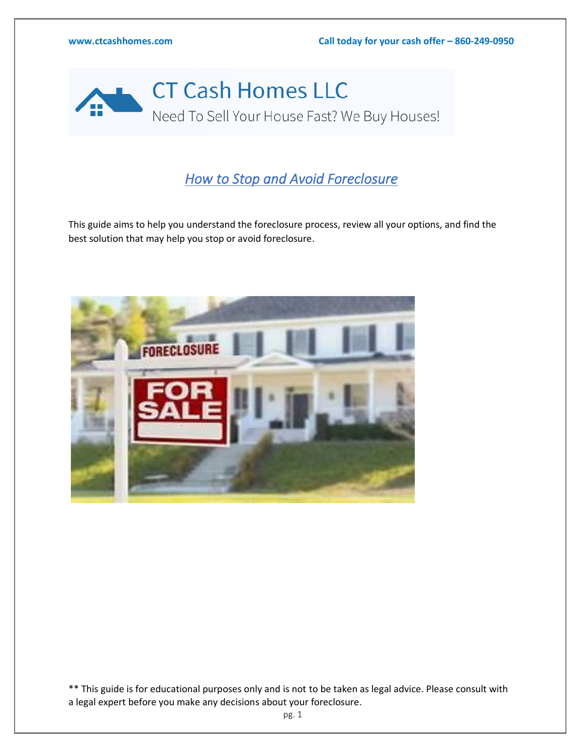# CT Cash Homes LLC

Need To Sell Your House Fast? We Buy Houses!

## *How to Stop and Avoid Foreclosure*

This guide aims to help you understand the foreclosure process, review all your options, and find the best solution that may help you stop or avoid foreclosure.

** This guide is for educational purposes only and is not to be taken as legal advice. Please consult with a legal expert before you make any decisions about your foreclosure.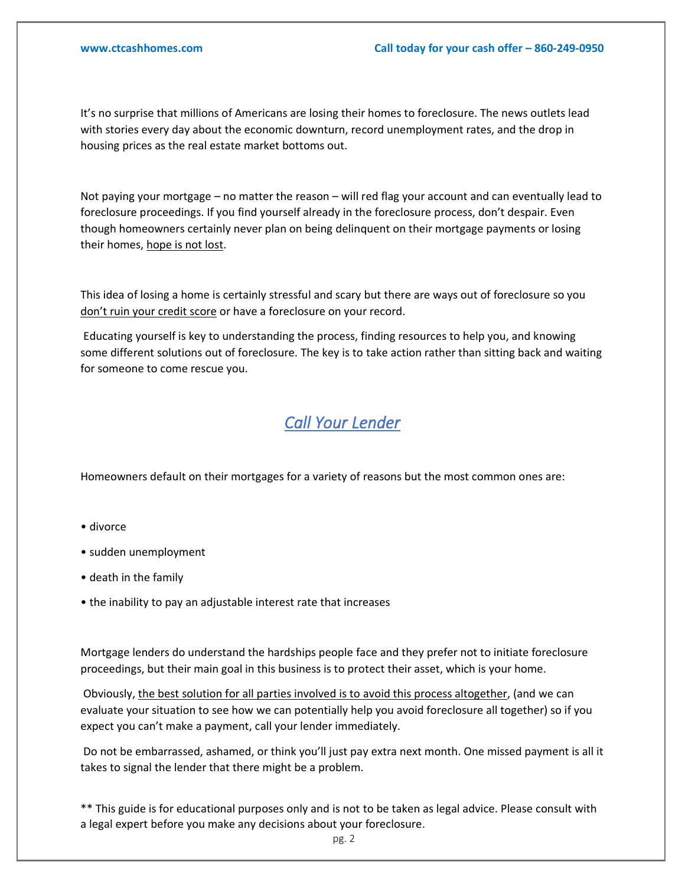It's no surprise that millions of Americans are losing their homes to foreclosure. The news outlets lead with stories every day about the economic downturn, record unemployment rates, and the drop in housing prices as the real estate market bottoms out.

Not paying your mortgage – no matter the reason – will red flag your account and can eventually lead to foreclosure proceedings. If you find yourself already in the foreclosure process, don't despair. Even though homeowners certainly never plan on being delinquent on their mortgage payments or losing their homes, hope is not lost.

This idea of losing a home is certainly stressful and scary but there are ways out of foreclosure so you don't ruin your credit score or have a foreclosure on your record.

Educating yourself is key to understanding the process, finding resources to help you, and knowing some different solutions out of foreclosure. The key is to take action rather than sitting back and waiting for someone to come rescue you.

## *Call Your Lender*

Homeowners default on their mortgages for a variety of reasons but the most common ones are:

- divorce
- sudden unemployment
- death in the family
- the inability to pay an adjustable interest rate that increases

Mortgage lenders do understand the hardships people face and they prefer not to initiate foreclosure proceedings, but their main goal in this business is to protect their asset, which is your home.

Obviously, the best solution for all parties involved is to avoid this process altogether, (and we can evaluate your situation to see how we can potentially help you avoid foreclosure all together) so if you expect you can't make a payment, call your lender immediately.

Do not be embarrassed, ashamed, or think you'll just pay extra next month. One missed payment is all it takes to signal the lender that there might be a problem.

** This guide is for educational purposes only and is not to be taken as legal advice. Please consult with a legal expert before you make any decisions about your foreclosure.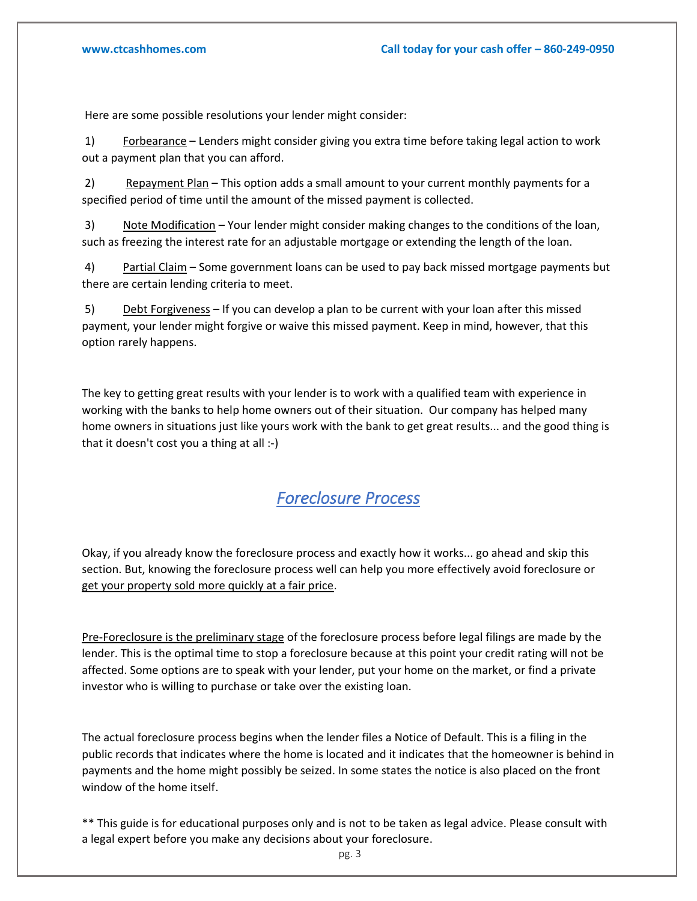Here are some possible resolutions your lender might consider:

1) Forbearance – Lenders might consider giving you extra time before taking legal action to work out a payment plan that you can afford.

2) Repayment Plan – This option adds a small amount to your current monthly payments for a specified period of time until the amount of the missed payment is collected.

3) Note Modification – Your lender might consider making changes to the conditions of the loan, such as freezing the interest rate for an adjustable mortgage or extending the length of the loan.

4) Partial Claim – Some government loans can be used to pay back missed mortgage payments but there are certain lending criteria to meet.

5) Debt Forgiveness – If you can develop a plan to be current with your loan after this missed payment, your lender might forgive or waive this missed payment. Keep in mind, however, that this option rarely happens.

The key to getting great results with your lender is to work with a qualified team with experience in working with the banks to help home owners out of their situation. Our company has helped many home owners in situations just like yours work with the bank to get great results... and the good thing is that it doesn't cost you a thing at all :-)

## *Foreclosure Process*

Okay, if you already know the foreclosure process and exactly how it works... go ahead and skip this section. But, knowing the foreclosure process well can help you more effectively avoid foreclosure or get your property sold more quickly at a fair price.

Pre-Foreclosure is the preliminary stage of the foreclosure process before legal filings are made by the lender. This is the optimal time to stop a foreclosure because at this point your credit rating will not be affected. Some options are to speak with your lender, put your home on the market, or find a private investor who is willing to purchase or take over the existing loan.

The actual foreclosure process begins when the lender files a Notice of Default. This is a filing in the public records that indicates where the home is located and it indicates that the homeowner is behind in payments and the home might possibly be seized. In some states the notice is also placed on the front window of the home itself.

** This guide is for educational purposes only and is not to be taken as legal advice. Please consult with a legal expert before you make any decisions about your foreclosure.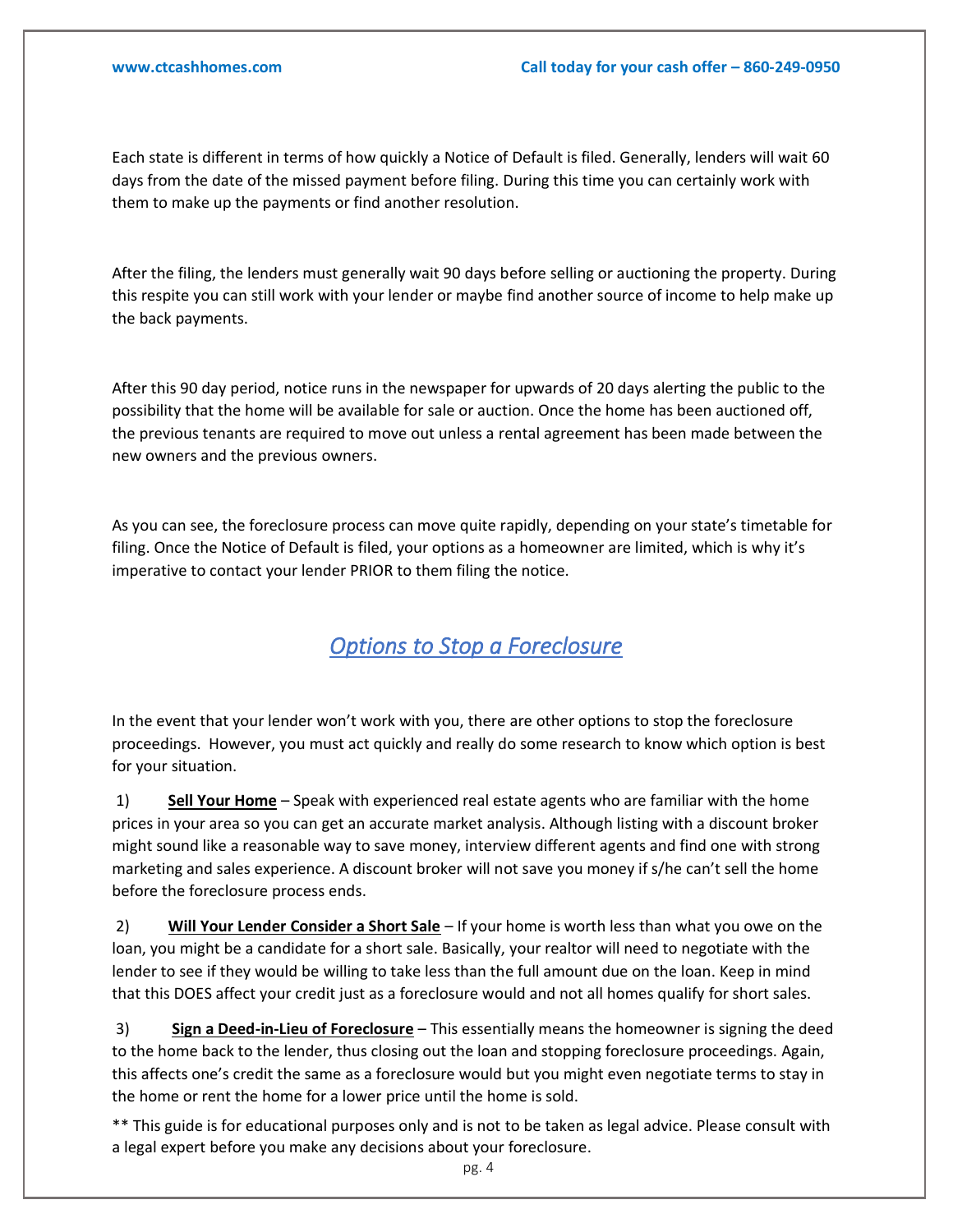Each state is different in terms of how quickly a Notice of Default is filed. Generally, lenders will wait 60 days from the date of the missed payment before filing. During this time you can certainly work with them to make up the payments or find another resolution.

After the filing, the lenders must generally wait 90 days before selling or auctioning the property. During this respite you can still work with your lender or maybe find another source of income to help make up the back payments.

After this 90 day period, notice runs in the newspaper for upwards of 20 days alerting the public to the possibility that the home will be available for sale or auction. Once the home has been auctioned off, the previous tenants are required to move out unless a rental agreement has been made between the new owners and the previous owners.

As you can see, the foreclosure process can move quite rapidly, depending on your state's timetable for filing. Once the Notice of Default is filed, your options as a homeowner are limited, which is why it's imperative to contact your lender PRIOR to them filing the notice.

## *Options to Stop a Foreclosure*

In the event that your lender won't work with you, there are other options to stop the foreclosure proceedings. However, you must act quickly and really do some research to know which option is best for your situation.

1) **Sell Your Home** – Speak with experienced real estate agents who are familiar with the home prices in your area so you can get an accurate market analysis. Although listing with a discount broker might sound like a reasonable way to save money, interview different agents and find one with strong marketing and sales experience. A discount broker will not save you money if s/he can't sell the home before the foreclosure process ends.

2) **Will Your Lender Consider a Short Sale** – If your home is worth less than what you owe on the loan, you might be a candidate for a short sale. Basically, your realtor will need to negotiate with the lender to see if they would be willing to take less than the full amount due on the loan. Keep in mind that this DOES affect your credit just as a foreclosure would and not all homes qualify for short sales.

3) **Sign a Deed-in-Lieu of Foreclosure** – This essentially means the homeowner is signing the deed to the home back to the lender, thus closing out the loan and stopping foreclosure proceedings. Again, this affects one's credit the same as a foreclosure would but you might even negotiate terms to stay in the home or rent the home for a lower price until the home is sold.

** This guide is for educational purposes only and is not to be taken as legal advice. Please consult with a legal expert before you make any decisions about your foreclosure.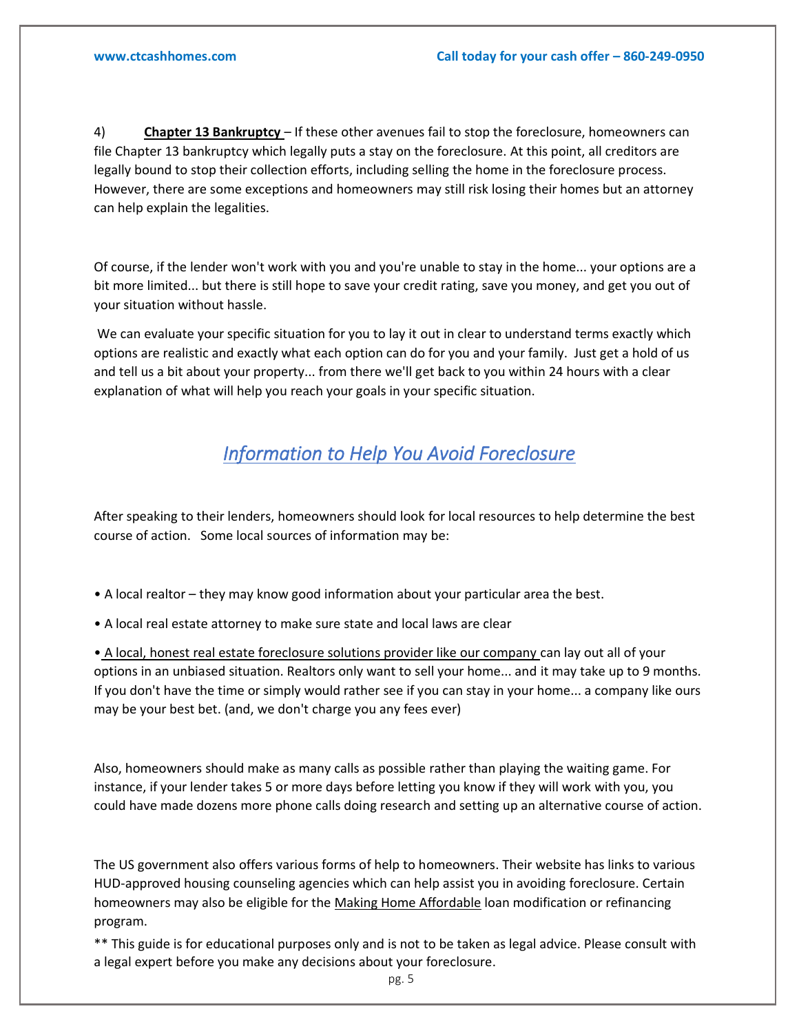4) **Chapter 13 Bankruptcy** – If these other avenues fail to stop the foreclosure, homeowners can file Chapter 13 bankruptcy which legally puts a stay on the foreclosure. At this point, all creditors are legally bound to stop their collection efforts, including selling the home in the foreclosure process. However, there are some exceptions and homeowners may still risk losing their homes but an attorney can help explain the legalities.

Of course, if the lender won't work with you and you're unable to stay in the home... your options are a bit more limited... but there is still hope to save your credit rating, save you money, and get you out of your situation without hassle.

We can evaluate your specific situation for you to lay it out in clear to understand terms exactly which options are realistic and exactly what each option can do for you and your family. Just get a hold of us and tell us a bit about your property... from there we'll get back to you within 24 hours with a clear explanation of what will help you reach your goals in your specific situation.

## *Information to Help You Avoid Foreclosure*

After speaking to their lenders, homeowners should look for local resources to help determine the best course of action. Some local sources of information may be:

- A local realtor – they may know good information about your particular area the best.
- A local real estate attorney to make sure state and local laws are clear
- A local, honest real estate foreclosure solutions provider like our company can lay out all of your options in an unbiased situation. Realtors only want to sell your home... and it may take up to 9 months. If you don't have the time or simply would rather see if you can stay in your home... a company like ours may be your best bet. (and, we don't charge you any fees ever)

Also, homeowners should make as many calls as possible rather than playing the waiting game. For instance, if your lender takes 5 or more days before letting you know if they will work with you, you could have made dozens more phone calls doing research and setting up an alternative course of action.

The US government also offers various forms of help to homeowners. Their website has links to various HUD-approved housing counseling agencies which can help assist you in avoiding foreclosure. Certain homeowners may also be eligible for the Making Home Affordable loan modification or refinancing program.

** This guide is for educational purposes only and is not to be taken as legal advice. Please consult with a legal expert before you make any decisions about your foreclosure.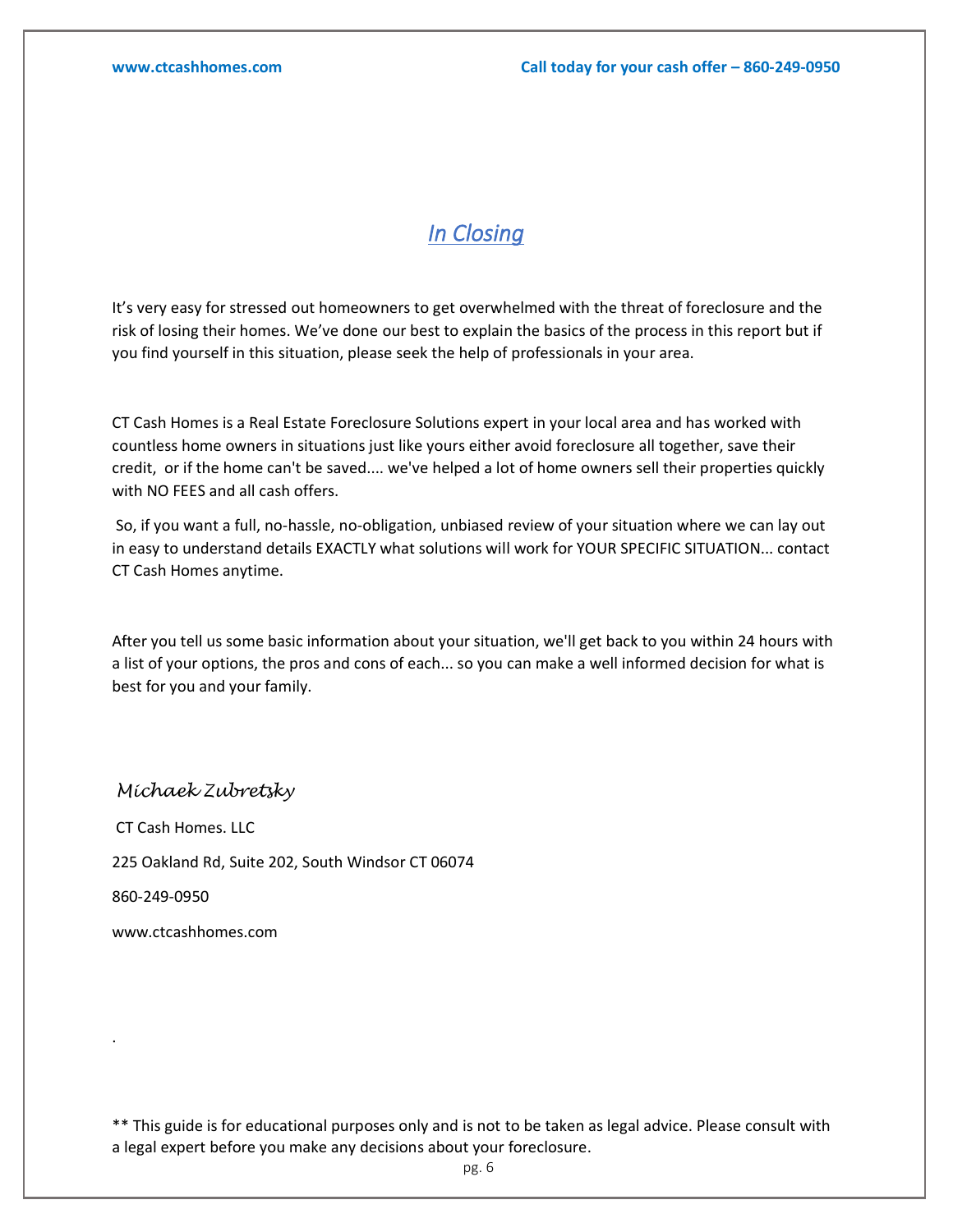# *In Closing*

It's very easy for stressed out homeowners to get overwhelmed with the threat of foreclosure and the risk of losing their homes. We've done our best to explain the basics of the process in this report but if you find yourself in this situation, please seek the help of professionals in your area.

CT Cash Homes is a Real Estate Foreclosure Solutions expert in your local area and has worked with countless home owners in situations just like yours either avoid foreclosure all together, save their credit, or if the home can't be saved.... we've helped a lot of home owners sell their properties quickly with NO FEES and all cash offers.

So, if you want a full, no-hassle, no-obligation, unbiased review of your situation where we can lay out in easy to understand details EXACTLY what solutions will work for YOUR SPECIFIC SITUATION... contact CT Cash Homes anytime.

After you tell us some basic information about your situation, we'll get back to you within 24 hours with a list of your options, the pros and cons of each... so you can make a well informed decision for what is best for you and your family.

*Michaek Zubretsky*

CT Cash Homes. LLC

225 Oakland Rd, Suite 202, South Windsor CT 06074

860-249-0950

www.ctcashhomes.com

.

** This guide is for educational purposes only and is not to be taken as legal advice. Please consult with a legal expert before you make any decisions about your foreclosure.